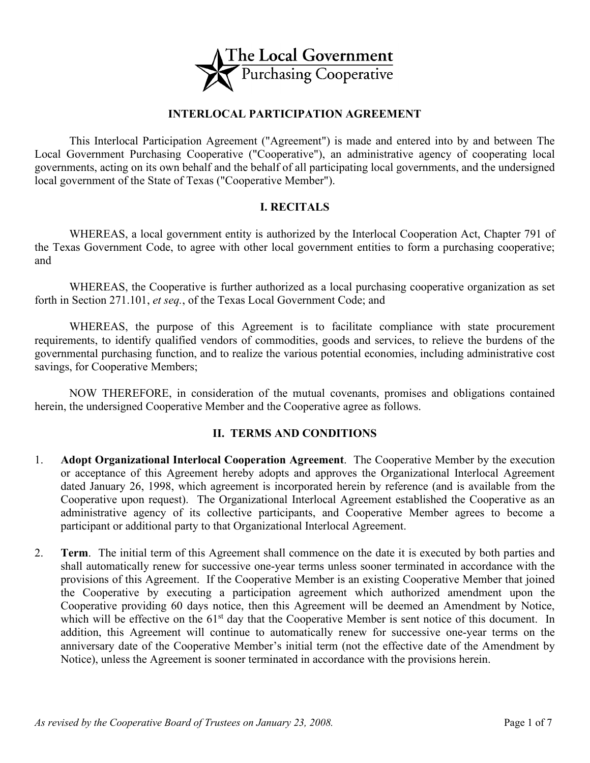The Local Government Purchasing Cooperative

# INTERLOCAL PARTICIPATION AGREEMENT

This Interlocal Participation Agreement ("Agreement") is made and entered into by and between The Local Government Purchasing Cooperative ("Cooperative"), an administrative agency of cooperating local governments, acting on its own behalf and the behalf of all participating local governments, and the undersigned local government of the State of Texas ("Cooperative Member").

## I. RECITALS

WHEREAS, a local government entity is authorized by the Interlocal Cooperation Act, Chapter 791 of the Texas Government Code, to agree with other local government entities to form a purchasing cooperative; and

WHEREAS, the Cooperative is further authorized as a local purchasing cooperative organization as set forth in Section 271.101, *et seq.*, of the Texas Local Government Code; and

WHEREAS, the purpose of this Agreement is to facilitate compliance with state procurement requirements, to identify qualified vendors of commodities, goods and services, to relieve the burdens of the governmental purchasing function, and to realize the various potential economies, including administrative cost savings, for Cooperative Members;

NOW THEREFORE, in consideration of the mutual covenants, promises and obligations contained herein, the undersigned Cooperative Member and the Cooperative agree as follows.

## II. TERMS AND CONDITIONS

1. **Adopt Organizational Interlocal Cooperation Agreement**. The Cooperative Member by the execution or acceptance of this Agreement hereby adopts and approves the Organizational Interlocal Agreement dated January 26, 1998, which agreement is incorporated herein by reference (and is available from the Cooperative upon request). The Organizational Interlocal Agreement established the Cooperative as an administrative agency of its collective participants, and Cooperative Member agrees to become a participant or additional party to that Organizational Interlocal Agreement.

2. **Term**. The initial term of this Agreement shall commence on the date it is executed by both parties and shall automatically renew for successive one-year terms unless sooner terminated in accordance with the provisions of this Agreement. If the Cooperative Member is an existing Cooperative Member that joined the Cooperative by executing a participation agreement which authorized amendment upon the Cooperative providing 60 days notice, then this Agreement will be deemed an Amendment by Notice, which will be effective on the 61st day that the Cooperative Member is sent notice of this document. In addition, this Agreement will continue to automatically renew for successive one-year terms on the anniversary date of the Cooperative Member's initial term (not the effective date of the Amendment by Notice), unless the Agreement is sooner terminated in accordance with the provisions herein.

*As revised by the Cooperative Board of Trustees on January 23, 2008.*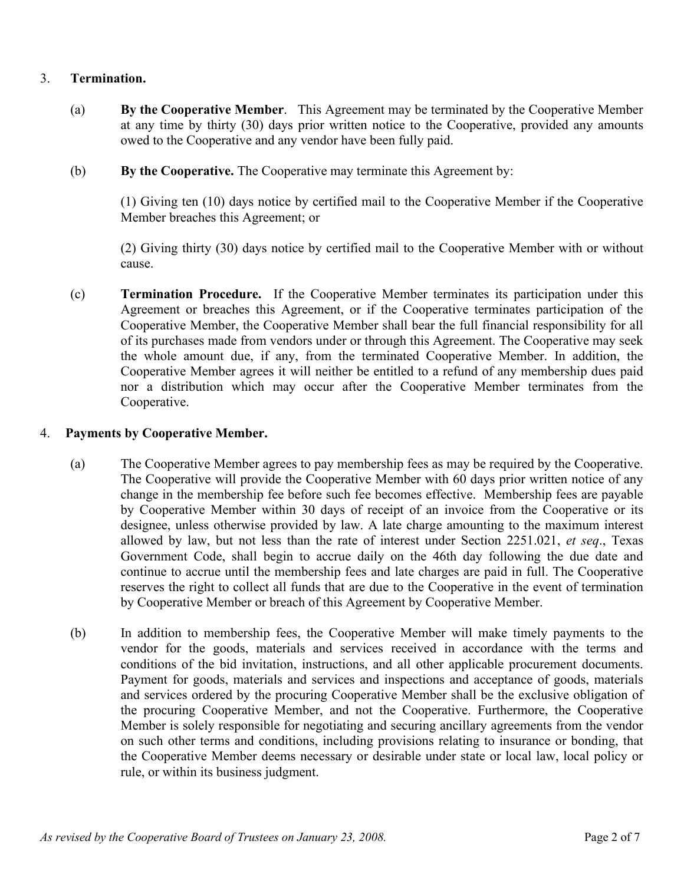3. **Termination.**

   (a) **By the Cooperative Member**. This Agreement may be terminated by the Cooperative Member at any time by thirty (30) days prior written notice to the Cooperative, provided any amounts owed to the Cooperative and any vendor have been fully paid.

   (b) **By the Cooperative.** The Cooperative may terminate this Agreement by:

   (1) Giving ten (10) days notice by certified mail to the Cooperative Member if the Cooperative Member breaches this Agreement; or

   (2) Giving thirty (30) days notice by certified mail to the Cooperative Member with or without cause.

   (c) **Termination Procedure.** If the Cooperative Member terminates its participation under this Agreement or breaches this Agreement, or if the Cooperative terminates participation of the Cooperative Member, the Cooperative Member shall bear the full financial responsibility for all of its purchases made from vendors under or through this Agreement. The Cooperative may seek the whole amount due, if any, from the terminated Cooperative Member. In addition, the Cooperative Member agrees it will neither be entitled to a refund of any membership dues paid nor a distribution which may occur after the Cooperative Member terminates from the Cooperative.

4. **Payments by Cooperative Member.**

   (a) The Cooperative Member agrees to pay membership fees as may be required by the Cooperative. The Cooperative will provide the Cooperative Member with 60 days prior written notice of any change in the membership fee before such fee becomes effective. Membership fees are payable by Cooperative Member within 30 days of receipt of an invoice from the Cooperative or its designee, unless otherwise provided by law. A late charge amounting to the maximum interest allowed by law, but not less than the rate of interest under Section 2251.021, *et seq*., Texas Government Code, shall begin to accrue daily on the 46th day following the due date and continue to accrue until the membership fees and late charges are paid in full. The Cooperative reserves the right to collect all funds that are due to the Cooperative in the event of termination by Cooperative Member or breach of this Agreement by Cooperative Member.

   (b) In addition to membership fees, the Cooperative Member will make timely payments to the vendor for the goods, materials and services received in accordance with the terms and conditions of the bid invitation, instructions, and all other applicable procurement documents. Payment for goods, materials and services and inspections and acceptance of goods, materials and services ordered by the procuring Cooperative Member shall be the exclusive obligation of the procuring Cooperative Member, and not the Cooperative. Furthermore, the Cooperative Member is solely responsible for negotiating and securing ancillary agreements from the vendor on such other terms and conditions, including provisions relating to insurance or bonding, that the Cooperative Member deems necessary or desirable under state or local law, local policy or rule, or within its business judgment.

*As revised by the Cooperative Board of Trustees on January 23, 2008.*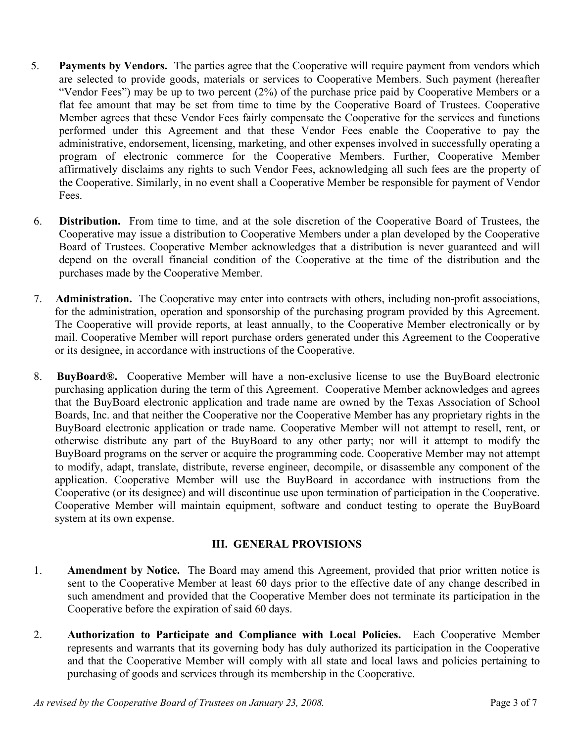5. **Payments by Vendors.** The parties agree that the Cooperative will require payment from vendors which are selected to provide goods, materials or services to Cooperative Members. Such payment (hereafter "Vendor Fees") may be up to two percent (2%) of the purchase price paid by Cooperative Members or a flat fee amount that may be set from time to time by the Cooperative Board of Trustees. Cooperative Member agrees that these Vendor Fees fairly compensate the Cooperative for the services and functions performed under this Agreement and that these Vendor Fees enable the Cooperative to pay the administrative, endorsement, licensing, marketing, and other expenses involved in successfully operating a program of electronic commerce for the Cooperative Members. Further, Cooperative Member affirmatively disclaims any rights to such Vendor Fees, acknowledging all such fees are the property of the Cooperative. Similarly, in no event shall a Cooperative Member be responsible for payment of Vendor Fees.

6. **Distribution.** From time to time, and at the sole discretion of the Cooperative Board of Trustees, the Cooperative may issue a distribution to Cooperative Members under a plan developed by the Cooperative Board of Trustees. Cooperative Member acknowledges that a distribution is never guaranteed and will depend on the overall financial condition of the Cooperative at the time of the distribution and the purchases made by the Cooperative Member.

7. **Administration.** The Cooperative may enter into contracts with others, including non-profit associations, for the administration, operation and sponsorship of the purchasing program provided by this Agreement. The Cooperative will provide reports, at least annually, to the Cooperative Member electronically or by mail. Cooperative Member will report purchase orders generated under this Agreement to the Cooperative or its designee, in accordance with instructions of the Cooperative.

8. **BuyBoard®.** Cooperative Member will have a non-exclusive license to use the BuyBoard electronic purchasing application during the term of this Agreement. Cooperative Member acknowledges and agrees that the BuyBoard electronic application and trade name are owned by the Texas Association of School Boards, Inc. and that neither the Cooperative nor the Cooperative Member has any proprietary rights in the BuyBoard electronic application or trade name. Cooperative Member will not attempt to resell, rent, or otherwise distribute any part of the BuyBoard to any other party; nor will it attempt to modify the BuyBoard programs on the server or acquire the programming code. Cooperative Member may not attempt to modify, adapt, translate, distribute, reverse engineer, decompile, or disassemble any component of the application. Cooperative Member will use the BuyBoard in accordance with instructions from the Cooperative (or its designee) and will discontinue use upon termination of participation in the Cooperative. Cooperative Member will maintain equipment, software and conduct testing to operate the BuyBoard system at its own expense.

## III. GENERAL PROVISIONS

1. **Amendment by Notice.** The Board may amend this Agreement, provided that prior written notice is sent to the Cooperative Member at least 60 days prior to the effective date of any change described in such amendment and provided that the Cooperative Member does not terminate its participation in the Cooperative before the expiration of said 60 days.

2. **Authorization to Participate and Compliance with Local Policies.** Each Cooperative Member represents and warrants that its governing body has duly authorized its participation in the Cooperative and that the Cooperative Member will comply with all state and local laws and policies pertaining to purchasing of goods and services through its membership in the Cooperative.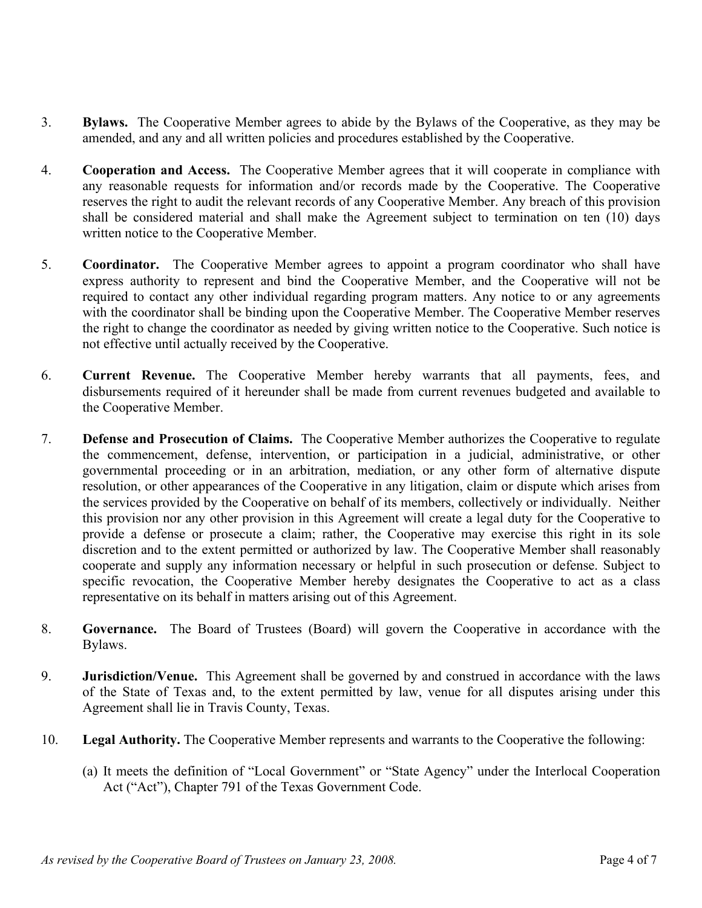3. **Bylaws.** The Cooperative Member agrees to abide by the Bylaws of the Cooperative, as they may be amended, and any and all written policies and procedures established by the Cooperative.

4. **Cooperation and Access.** The Cooperative Member agrees that it will cooperate in compliance with any reasonable requests for information and/or records made by the Cooperative. The Cooperative reserves the right to audit the relevant records of any Cooperative Member. Any breach of this provision shall be considered material and shall make the Agreement subject to termination on ten (10) days written notice to the Cooperative Member.

5. **Coordinator.** The Cooperative Member agrees to appoint a program coordinator who shall have express authority to represent and bind the Cooperative Member, and the Cooperative will not be required to contact any other individual regarding program matters. Any notice to or any agreements with the coordinator shall be binding upon the Cooperative Member. The Cooperative Member reserves the right to change the coordinator as needed by giving written notice to the Cooperative. Such notice is not effective until actually received by the Cooperative.

6. **Current Revenue.** The Cooperative Member hereby warrants that all payments, fees, and disbursements required of it hereunder shall be made from current revenues budgeted and available to the Cooperative Member.

7. **Defense and Prosecution of Claims.** The Cooperative Member authorizes the Cooperative to regulate the commencement, defense, intervention, or participation in a judicial, administrative, or other governmental proceeding or in an arbitration, mediation, or any other form of alternative dispute resolution, or other appearances of the Cooperative in any litigation, claim or dispute which arises from the services provided by the Cooperative on behalf of its members, collectively or individually. Neither this provision nor any other provision in this Agreement will create a legal duty for the Cooperative to provide a defense or prosecute a claim; rather, the Cooperative may exercise this right in its sole discretion and to the extent permitted or authorized by law. The Cooperative Member shall reasonably cooperate and supply any information necessary or helpful in such prosecution or defense. Subject to specific revocation, the Cooperative Member hereby designates the Cooperative to act as a class representative on its behalf in matters arising out of this Agreement.

8. **Governance.** The Board of Trustees (Board) will govern the Cooperative in accordance with the Bylaws.

9. **Jurisdiction/Venue.** This Agreement shall be governed by and construed in accordance with the laws of the State of Texas and, to the extent permitted by law, venue for all disputes arising under this Agreement shall lie in Travis County, Texas.

10. **Legal Authority.** The Cooperative Member represents and warrants to the Cooperative the following:

    (a) It meets the definition of "Local Government" or "State Agency" under the Interlocal Cooperation Act ("Act"), Chapter 791 of the Texas Government Code.

*As revised by the Cooperative Board of Trustees on January 23, 2008.*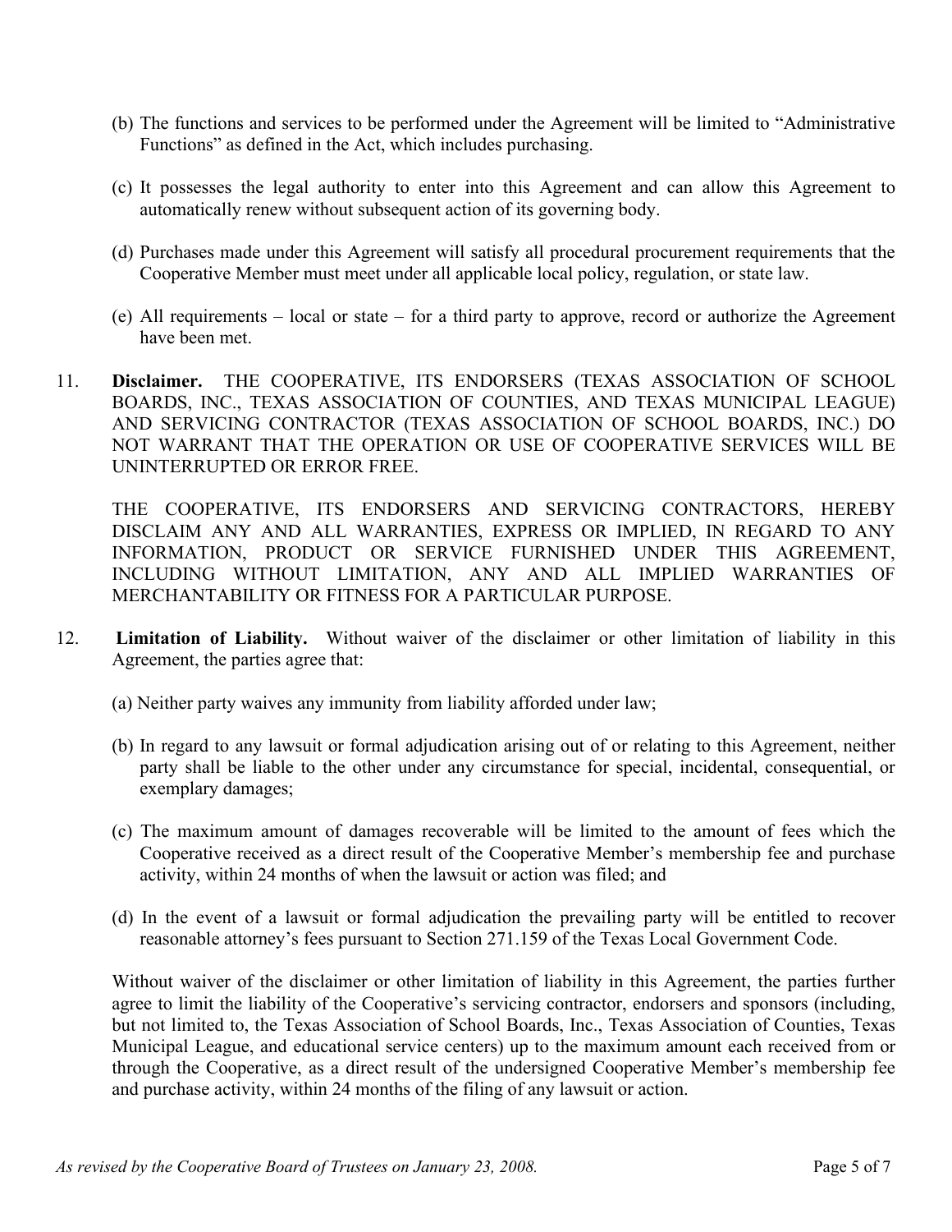(b) The functions and services to be performed under the Agreement will be limited to "Administrative Functions" as defined in the Act, which includes purchasing.

(c) It possesses the legal authority to enter into this Agreement and can allow this Agreement to automatically renew without subsequent action of its governing body.

(d) Purchases made under this Agreement will satisfy all procedural procurement requirements that the Cooperative Member must meet under all applicable local policy, regulation, or state law.

(e) All requirements – local or state – for a third party to approve, record or authorize the Agreement have been met.

11. **Disclaimer.** THE COOPERATIVE, ITS ENDORSERS (TEXAS ASSOCIATION OF SCHOOL BOARDS, INC., TEXAS ASSOCIATION OF COUNTIES, AND TEXAS MUNICIPAL LEAGUE) AND SERVICING CONTRACTOR (TEXAS ASSOCIATION OF SCHOOL BOARDS, INC.) DO NOT WARRANT THAT THE OPERATION OR USE OF COOPERATIVE SERVICES WILL BE UNINTERRUPTED OR ERROR FREE.

    THE COOPERATIVE, ITS ENDORSERS AND SERVICING CONTRACTORS, HEREBY DISCLAIM ANY AND ALL WARRANTIES, EXPRESS OR IMPLIED, IN REGARD TO ANY INFORMATION, PRODUCT OR SERVICE FURNISHED UNDER THIS AGREEMENT, INCLUDING WITHOUT LIMITATION, ANY AND ALL IMPLIED WARRANTIES OF MERCHANTABILITY OR FITNESS FOR A PARTICULAR PURPOSE.

12. **Limitation of Liability.** Without waiver of the disclaimer or other limitation of liability in this Agreement, the parties agree that:

    (a) Neither party waives any immunity from liability afforded under law;

    (b) In regard to any lawsuit or formal adjudication arising out of or relating to this Agreement, neither party shall be liable to the other under any circumstance for special, incidental, consequential, or exemplary damages;

    (c) The maximum amount of damages recoverable will be limited to the amount of fees which the Cooperative received as a direct result of the Cooperative Member's membership fee and purchase activity, within 24 months of when the lawsuit or action was filed; and

    (d) In the event of a lawsuit or formal adjudication the prevailing party will be entitled to recover reasonable attorney's fees pursuant to Section 271.159 of the Texas Local Government Code.

    Without waiver of the disclaimer or other limitation of liability in this Agreement, the parties further agree to limit the liability of the Cooperative's servicing contractor, endorsers and sponsors (including, but not limited to, the Texas Association of School Boards, Inc., Texas Association of Counties, Texas Municipal League, and educational service centers) up to the maximum amount each received from or through the Cooperative, as a direct result of the undersigned Cooperative Member's membership fee and purchase activity, within 24 months of the filing of any lawsuit or action.

*As revised by the Cooperative Board of Trustees on January 23, 2008.*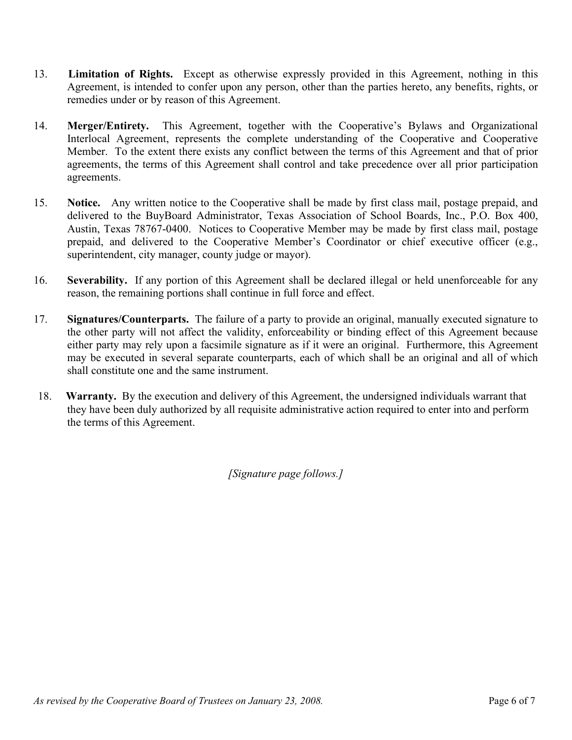13. **Limitation of Rights.** Except as otherwise expressly provided in this Agreement, nothing in this Agreement, is intended to confer upon any person, other than the parties hereto, any benefits, rights, or remedies under or by reason of this Agreement.

14. **Merger/Entirety.** This Agreement, together with the Cooperative's Bylaws and Organizational Interlocal Agreement, represents the complete understanding of the Cooperative and Cooperative Member. To the extent there exists any conflict between the terms of this Agreement and that of prior agreements, the terms of this Agreement shall control and take precedence over all prior participation agreements.

15. **Notice.** Any written notice to the Cooperative shall be made by first class mail, postage prepaid, and delivered to the BuyBoard Administrator, Texas Association of School Boards, Inc., P.O. Box 400, Austin, Texas 78767-0400. Notices to Cooperative Member may be made by first class mail, postage prepaid, and delivered to the Cooperative Member's Coordinator or chief executive officer (e.g., superintendent, city manager, county judge or mayor).

16. **Severability.** If any portion of this Agreement shall be declared illegal or held unenforceable for any reason, the remaining portions shall continue in full force and effect.

17. **Signatures/Counterparts.** The failure of a party to provide an original, manually executed signature to the other party will not affect the validity, enforceability or binding effect of this Agreement because either party may rely upon a facsimile signature as if it were an original. Furthermore, this Agreement may be executed in several separate counterparts, each of which shall be an original and all of which shall constitute one and the same instrument.

18. **Warranty.** By the execution and delivery of this Agreement, the undersigned individuals warrant that they have been duly authorized by all requisite administrative action required to enter into and perform the terms of this Agreement.

*[Signature page follows.]*

*As revised by the Cooperative Board of Trustees on January 23, 2008.*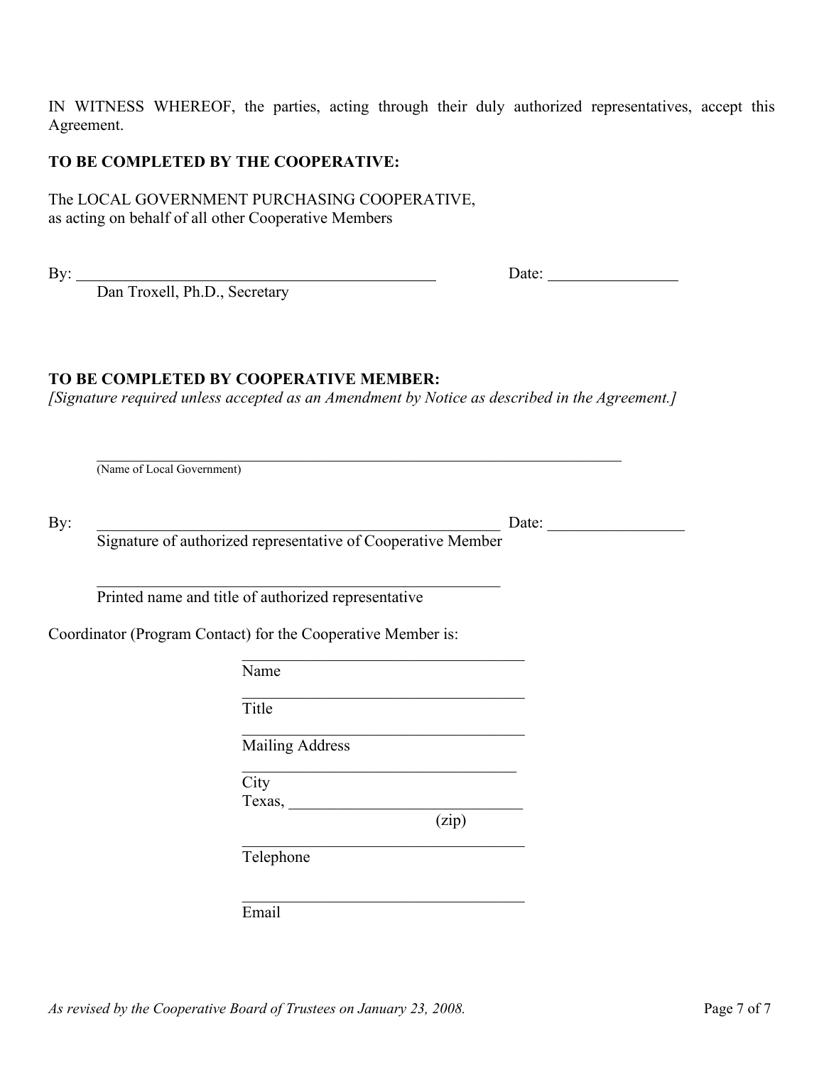IN WITNESS WHEREOF, the parties, acting through their duly authorized representatives, accept this Agreement.

**TO BE COMPLETED BY THE COOPERATIVE:**

The LOCAL GOVERNMENT PURCHASING COOPERATIVE,
as acting on behalf of all other Cooperative Members

By: ______________________________________________ Date: ________________
Dan Troxell, Ph.D., Secretary

**TO BE COMPLETED BY COOPERATIVE MEMBER:**
*[Signature required unless accepted as an Amendment by Notice as described in the Agreement.]*

___________________________________________________________________
(Name of Local Government)

By: ____________________________________________________ Date: _________________
Signature of authorized representative of Cooperative Member

____________________________________________________
Printed name and title of authorized representative

Coordinator (Program Contact) for the Cooperative Member is:

____________________________________
Name

____________________________________
Title

____________________________________
Mailing Address

____________________________________
City
Texas, ____________________________
(zip)

____________________________________
Telephone

____________________________________
Email

*As revised by the Cooperative Board of Trustees on January 23, 2008.*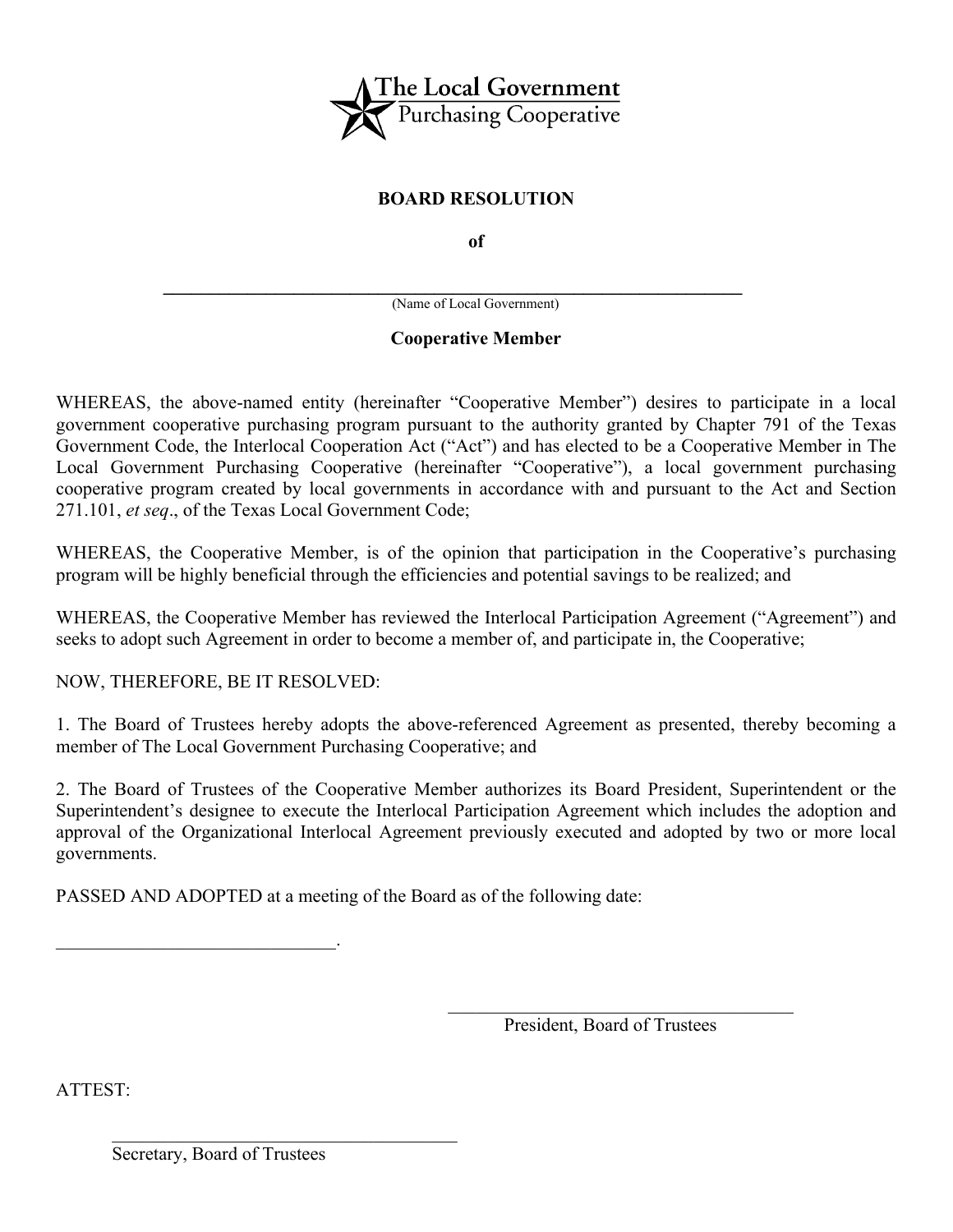The Local Government
Purchasing Cooperative

**BOARD RESOLUTION**

**of**

\_\_\_\_\_\_\_\_\_\_\_\_\_\_\_\_\_\_\_\_\_\_\_\_\_\_\_\_\_\_\_\_\_\_\_\_\_\_\_\_\_\_\_\_\_\_\_\_\_\_\_\_\_\_\_\_\_\_
(Name of Local Government)

**Cooperative Member**

WHEREAS, the above-named entity (hereinafter "Cooperative Member") desires to participate in a local government cooperative purchasing program pursuant to the authority granted by Chapter 791 of the Texas Government Code, the Interlocal Cooperation Act ("Act") and has elected to be a Cooperative Member in The Local Government Purchasing Cooperative (hereinafter "Cooperative"), a local government purchasing cooperative program created by local governments in accordance with and pursuant to the Act and Section 271.101, *et seq*., of the Texas Local Government Code;

WHEREAS, the Cooperative Member, is of the opinion that participation in the Cooperative's purchasing program will be highly beneficial through the efficiencies and potential savings to be realized; and

WHEREAS, the Cooperative Member has reviewed the Interlocal Participation Agreement ("Agreement") and seeks to adopt such Agreement in order to become a member of, and participate in, the Cooperative;

NOW, THEREFORE, BE IT RESOLVED:

1. The Board of Trustees hereby adopts the above-referenced Agreement as presented, thereby becoming a member of The Local Government Purchasing Cooperative; and

2. The Board of Trustees of the Cooperative Member authorizes its Board President, Superintendent or the Superintendent's designee to execute the Interlocal Participation Agreement which includes the adoption and approval of the Organizational Interlocal Agreement previously executed and adopted by two or more local governments.

PASSED AND ADOPTED at a meeting of the Board as of the following date:

\_\_\_\_\_\_\_\_\_\_\_\_\_\_\_\_\_\_\_\_\_\_\_\_\_\_\_\_\_\_.

\_\_\_\_\_\_\_\_\_\_\_\_\_\_\_\_\_\_\_\_\_\_\_\_\_\_\_\_\_\_\_\_\_\_\_\_\_\_
President, Board of Trustees

ATTEST:

\_\_\_\_\_\_\_\_\_\_\_\_\_\_\_\_\_\_\_\_\_\_\_\_\_\_\_\_\_\_\_\_\_\_\_\_\_\_
Secretary, Board of Trustees